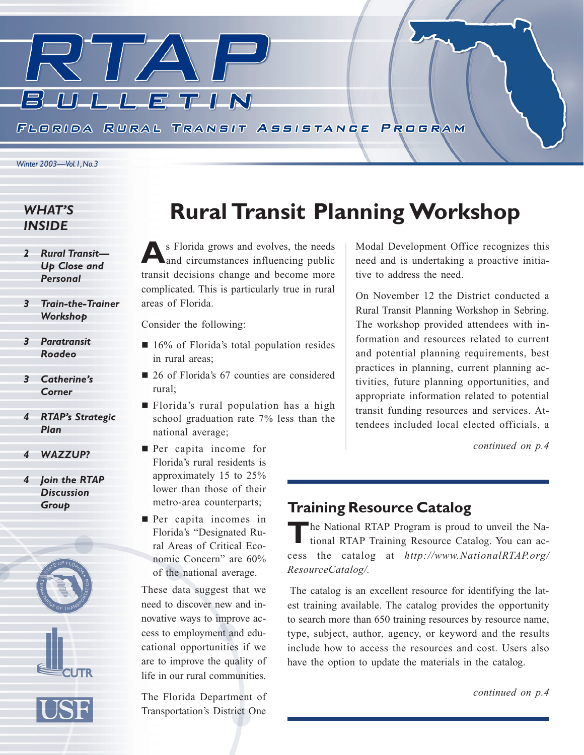# RTAP BULLETIN

FLORIDA RURAL TRANSIT ASSISTANCE PROGRAM

*Winter 2003—Vol. 1, No. 3*

## WHAT'S INSIDE

- 2 *Rural Transit—Up Close and Personal*
- 3 *Train-the-Trainer Workshop*
- 3 *Paratransit Roadeo*
- 3 *Catherine's Corner*
- 4 *RTAP's Strategic Plan*
- 4 *WAZZUP?*
- 4 *Join the RTAP Discussion Group*

# Rural Transit Planning Workshop

As Florida grows and evolves, the needs and circumstances influencing public transit decisions change and become more complicated. This is particularly true in rural areas of Florida.

Consider the following:

- 16% of Florida's total population resides in rural areas;
- 26 of Florida's 67 counties are considered rural;
- Florida's rural population has a high school graduation rate 7% less than the national average;
- Per capita income for Florida's rural residents is approximately 15 to 25% lower than those of their metro-area counterparts;
- Per capita incomes in Florida's "Designated Rural Areas of Critical Economic Concern" are 60% of the national average.

These data suggest that we need to discover new and innovative ways to improve access to employment and educational opportunities if we are to improve the quality of life in our rural communities.

The Florida Department of Transportation's District One Modal Development Office recognizes this need and is undertaking a proactive initiative to address the need.

On November 12 the District conducted a Rural Transit Planning Workshop in Sebring. The workshop provided attendees with information and resources related to current and potential planning requirements, best practices in planning, current planning activities, future planning opportunities, and appropriate information related to potential transit funding resources and services. Attendees included local elected officials, a

*continued on p.4*

## Training Resource Catalog

The National RTAP Program is proud to unveil the National RTAP Training Resource Catalog. You can access the catalog at *http://www.NationalRTAP.org/ResourceCatalog/.*

The catalog is an excellent resource for identifying the latest training available. The catalog provides the opportunity to search more than 650 training resources by resource name, type, subject, author, agency, or keyword and the results include how to access the resources and cost. Users also have the option to update the materials in the catalog.

*continued on p.4*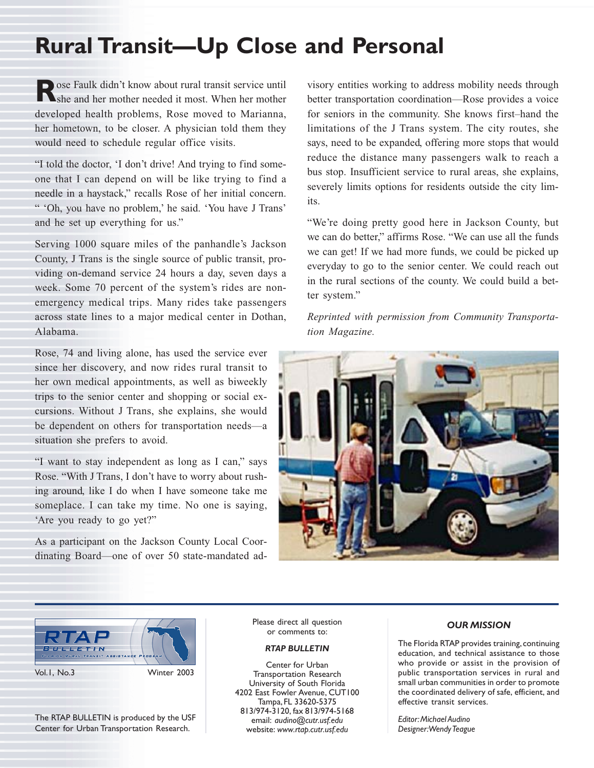# Rural Transit—Up Close and Personal

Rose Faulk didn't know about rural transit service until she and her mother needed it most. When her mother developed health problems, Rose moved to Marianna, her hometown, to be closer. A physician told them they would need to schedule regular office visits.

"I told the doctor, 'I don't drive! And trying to find someone that I can depend on will be like trying to find a needle in a haystack," recalls Rose of her initial concern. " 'Oh, you have no problem,' he said. 'You have J Trans' and he set up everything for us."

Serving 1000 square miles of the panhandle's Jackson County, J Trans is the single source of public transit, providing on-demand service 24 hours a day, seven days a week. Some 70 percent of the system's rides are non-emergency medical trips. Many rides take passengers across state lines to a major medical center in Dothan, Alabama.

Rose, 74 and living alone, has used the service ever since her discovery, and now rides rural transit to her own medical appointments, as well as biweekly trips to the senior center and shopping or social excursions. Without J Trans, she explains, she would be dependent on others for transportation needs—a situation she prefers to avoid.

"I want to stay independent as long as I can," says Rose. "With J Trans, I don't have to worry about rushing around, like I do when I have someone take me someplace. I can take my time. No one is saying, 'Are you ready to go yet?"

As a participant on the Jackson County Local Coordinating Board—one of over 50 state-mandated advisory entities working to address mobility needs through better transportation coordination—Rose provides a voice for seniors in the community. She knows first–hand the limitations of the J Trans system. The city routes, she says, need to be expanded, offering more stops that would reduce the distance many passengers walk to reach a bus stop. Insufficient service to rural areas, she explains, severely limits options for residents outside the city limits.

"We're doing pretty good here in Jackson County, but we can do better," affirms Rose. "We can use all the funds we can get! If we had more funds, we could be picked up everyday to go to the senior center. We could reach out in the rural sections of the county. We could build a better system."

*Reprinted with permission from Community Transportation Magazine.*

---

RTAP BULLETIN — Florida Rural Transit Assistance Program

Vol.1, No.3 Winter 2003

The RTAP BULLETIN is produced by the USF Center for Urban Transportation Research.

Please direct all question or comments to:

***RTAP BULLETIN***

Center for Urban Transportation Research
University of South Florida
4202 East Fowler Avenue, CUT100
Tampa, FL 33620-5375
813/974-3120, fax 813/974-5168
email: *audino@cutr.usf.edu*
website: *www.rtap.cutr.usf.edu*

***OUR MISSION***

The Florida RTAP provides training, continuing education, and technical assistance to those who provide or assist in the provision of public transportation services in rural and small urban communities in order to promote the coordinated delivery of safe, efficient, and effective transit services.

*Editor: Michael Audino*
*Designer: Wendy Teague*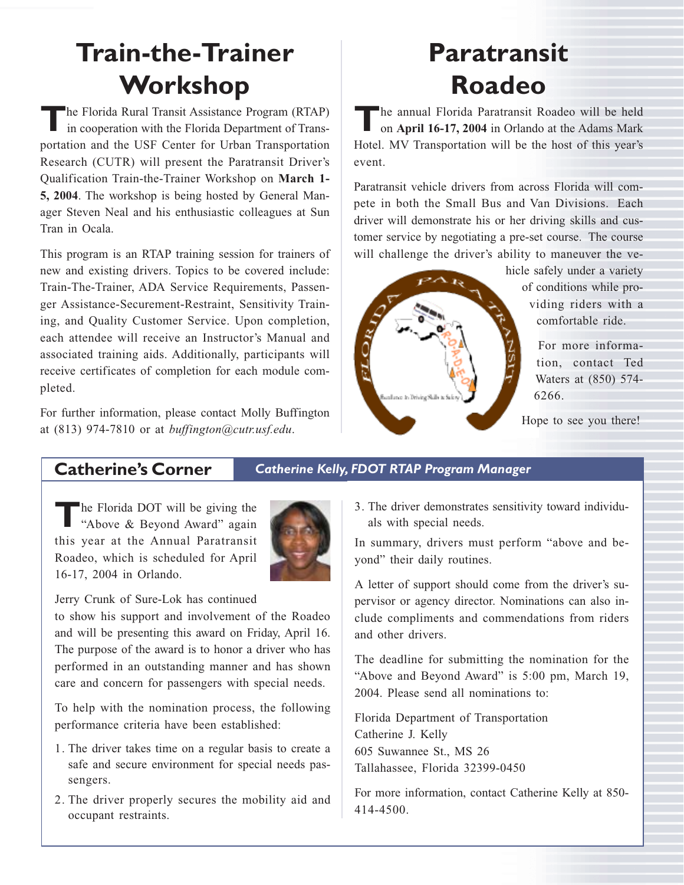# Train-the-Trainer Workshop

The Florida Rural Transit Assistance Program (RTAP) in cooperation with the Florida Department of Transportation and the USF Center for Urban Transportation Research (CUTR) will present the Paratransit Driver's Qualification Train-the-Trainer Workshop on **March 1-5, 2004**. The workshop is being hosted by General Manager Steven Neal and his enthusiastic colleagues at Sun Tran in Ocala.

This program is an RTAP training session for trainers of new and existing drivers. Topics to be covered include: Train-The-Trainer, ADA Service Requirements, Passenger Assistance-Securement-Restraint, Sensitivity Training, and Quality Customer Service. Upon completion, each attendee will receive an Instructor's Manual and associated training aids. Additionally, participants will receive certificates of completion for each module completed.

For further information, please contact Molly Buffington at (813) 974-7810 or at *buffington@cutr.usf.edu*.

# Paratransit Roadeo

The annual Florida Paratransit Roadeo will be held on **April 16-17, 2004** in Orlando at the Adams Mark Hotel. MV Transportation will be the host of this year's event.

Paratransit vehicle drivers from across Florida will compete in both the Small Bus and Van Divisions. Each driver will demonstrate his or her driving skills and customer service by negotiating a pre-set course. The course will challenge the driver's ability to maneuver the vehicle safely under a variety of conditions while providing riders with a comfortable ride.

For more information, contact Ted Waters at (850) 574-6266.

Hope to see you there!

## Catherine's Corner

***Catherine Kelly, FDOT RTAP Program Manager***

The Florida DOT will be giving the "Above & Beyond Award" again this year at the Annual Paratransit Roadeo, which is scheduled for April 16-17, 2004 in Orlando.

Jerry Crunk of Sure-Lok has continued to show his support and involvement of the Roadeo and will be presenting this award on Friday, April 16. The purpose of the award is to honor a driver who has performed in an outstanding manner and has shown care and concern for passengers with special needs.

To help with the nomination process, the following performance criteria have been established:

1. The driver takes time on a regular basis to create a safe and secure environment for special needs passengers.
2. The driver properly secures the mobility aid and occupant restraints.
3. The driver demonstrates sensitivity toward individuals with special needs.

In summary, drivers must perform "above and beyond" their daily routines.

A letter of support should come from the driver's supervisor or agency director. Nominations can also include compliments and commendations from riders and other drivers.

The deadline for submitting the nomination for the "Above and Beyond Award" is 5:00 pm, March 19, 2004. Please send all nominations to:

Florida Department of Transportation
Catherine J. Kelly
605 Suwannee St., MS 26
Tallahassee, Florida 32399-0450

For more information, contact Catherine Kelly at 850-414-4500.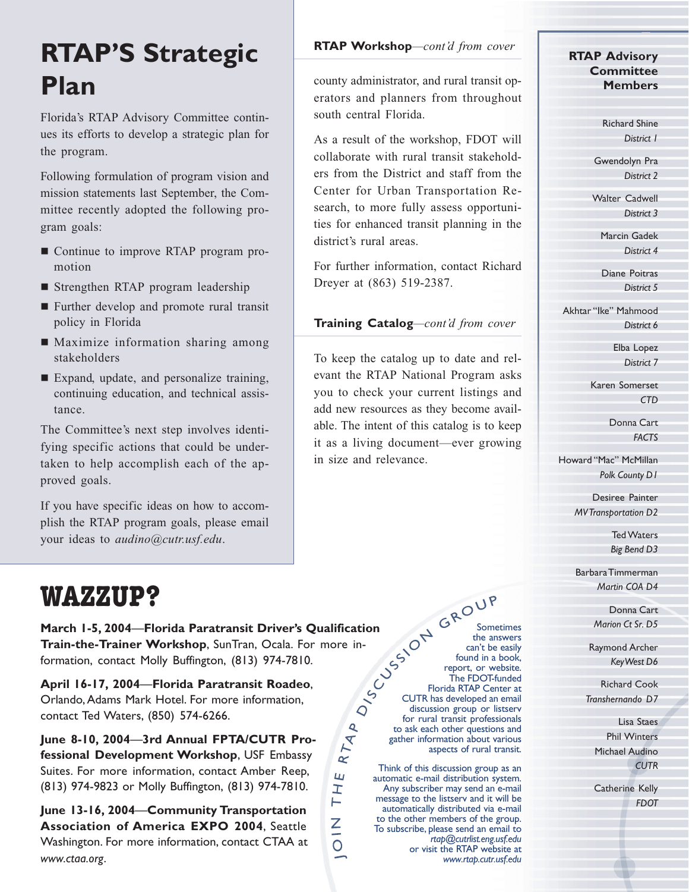# RTAP'S Strategic Plan

Florida's RTAP Advisory Committee continues its efforts to develop a strategic plan for the program.

Following formulation of program vision and mission statements last September, the Committee recently adopted the following program goals:

- Continue to improve RTAP program promotion
- Strengthen RTAP program leadership
- Further develop and promote rural transit policy in Florida
- Maximize information sharing among stakeholders
- Expand, update, and personalize training, continuing education, and technical assistance.

The Committee's next step involves identifying specific actions that could be undertaken to help accomplish each of the approved goals.

If you have specific ideas on how to accomplish the RTAP program goals, please email your ideas to *audino@cutr.usf.edu*.

**RTAP Workshop**—*cont'd from cover*

county administrator, and rural transit operators and planners from throughout south central Florida.

As a result of the workshop, FDOT will collaborate with rural transit stakeholders from the District and staff from the Center for Urban Transportation Research, to more fully assess opportunities for enhanced transit planning in the district's rural areas.

For further information, contact Richard Dreyer at (863) 519-2387.

**Training Catalog**—*cont'd from cover*

To keep the catalog up to date and relevant the RTAP National Program asks you to check your current listings and add new resources as they become available. The intent of this catalog is to keep it as a living document—ever growing in size and relevance.

# WAZZUP?

**March 1-5, 2004—Florida Paratransit Driver's Qualification Train-the-Trainer Workshop**, SunTran, Ocala. For more information, contact Molly Buffington, (813) 974-7810.

**April 16-17, 2004—Florida Paratransit Roadeo**, Orlando, Adams Mark Hotel. For more information, contact Ted Waters, (850) 574-6266.

**June 8-10, 2004—3rd Annual FPTA/CUTR Professional Development Workshop**, USF Embassy Suites. For more information, contact Amber Reep, (813) 974-9823 or Molly Buffington, (813) 974-7810.

**June 13-16, 2004—Community Transportation Association of America EXPO 2004**, Seattle Washington. For more information, contact CTAA at *www.ctaa.org*.

## JOIN THE RTAP DISCUSSION GROUP

Sometimes the answers can't be easily found in a book, report, or website. The FDOT-funded Florida RTAP Center at CUTR has developed an email discussion group or listserv for rural transit professionals to ask each other questions and gather information about various aspects of rural transit.

Think of this discussion group as an automatic e-mail distribution system. Any subscriber may send an e-mail message to the listserv and it will be automatically distributed via e-mail to the other members of the group. To subscribe, please send an email to *rtap@cutrlist.eng.usf.edu* or visit the RTAP website at *www.rtap.cutr.usf.edu*

## RTAP Advisory Committee Members

Richard Shine
*District 1*

Gwendolyn Pra
*District 2*

Walter Cadwell
*District 3*

Marcin Gadek
*District 4*

Diane Poitras
*District 5*

Akhtar "Ike" Mahmood
*District 6*

Elba Lopez
*District 7*

Karen Somerset
*CTD*

Donna Cart
*FACTS*

Howard "Mac" McMillan
*Polk County D1*

Desiree Painter
*MV Transportation D2*

Ted Waters
*Big Bend D3*

Barbara Timmerman
*Martin COA D4*

Donna Cart
*Marion Ct Sr. D5*

Raymond Archer
*Key West D6*

Richard Cook
*Transhernando D7*

Lisa Staes
Phil Winters
Michael Audino
*CUTR*

Catherine Kelly
*FDOT*